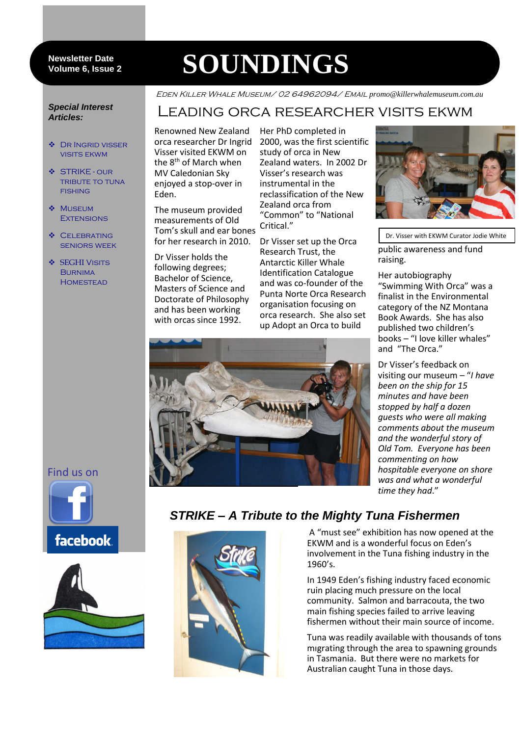Newsletter Date
Volume 6, Issue 2

# SOUNDINGS

*Eden Killer Whale Museum/ 02 64962094/ Email promo@killerwhalemuseum.com.au*

***Special Interest Articles:***

- Dr Ingrid Visser visits EKWM
- STRIKE - our tribute to tuna fishing
- Museum Extensions
- Celebrating Seniors Week
- SEGHI Visits Burnima Homestead

Find us on facebook

## Leading orca researcher visits EKWM

Renowned New Zealand orca researcher Dr Ingrid Visser visited EKWM on the 8th of March when MV Caledonian Sky enjoyed a stop-over in Eden.

The museum provided measurements of Old Tom's skull and ear bones for her research in 2010.

Dr Visser holds the following degrees; Bachelor of Science, Masters of Science and Doctorate of Philosophy and has been working with orcas since 1992.

Her PhD completed in 2000, was the first scientific study of orca in New Zealand waters. In 2002 Dr Visser's research was instrumental in the reclassification of the New Zealand orca from "Common" to "National Critical."

Dr Visser set up the Orca Research Trust, the Antarctic Killer Whale Identification Catalogue and was co-founder of the Punta Norte Orca Research organisation focusing on orca research. She also set up Adopt an Orca to build public awareness and fund raising.

Dr. Visser with EKWM Curator Jodie White

Her autobiography "Swimming With Orca" was a finalist in the Environmental category of the NZ Montana Book Awards. She has also published two children's books – "I love killer whales" and "The Orca."

Dr Visser's feedback on visiting our museum – "*I have been on the ship for 15 minutes and have been stopped by half a dozen guests who were all making comments about the museum and the wonderful story of Old Tom. Everyone has been commenting on how hospitable everyone on shore was and what a wonderful time they had.*"

## *STRIKE – A Tribute to the Mighty Tuna Fishermen*

A "must see" exhibition has now opened at the EKWM and is a wonderful focus on Eden's involvement in the Tuna fishing industry in the 1960's.

In 1949 Eden's fishing industry faced economic ruin placing much pressure on the local community. Salmon and barracouta, the two main fishing species failed to arrive leaving fishermen without their main source of income.

Tuna was readily available with thousands of tons migrating through the area to spawning grounds in Tasmania. But there were no markets for Australian caught Tuna in those days.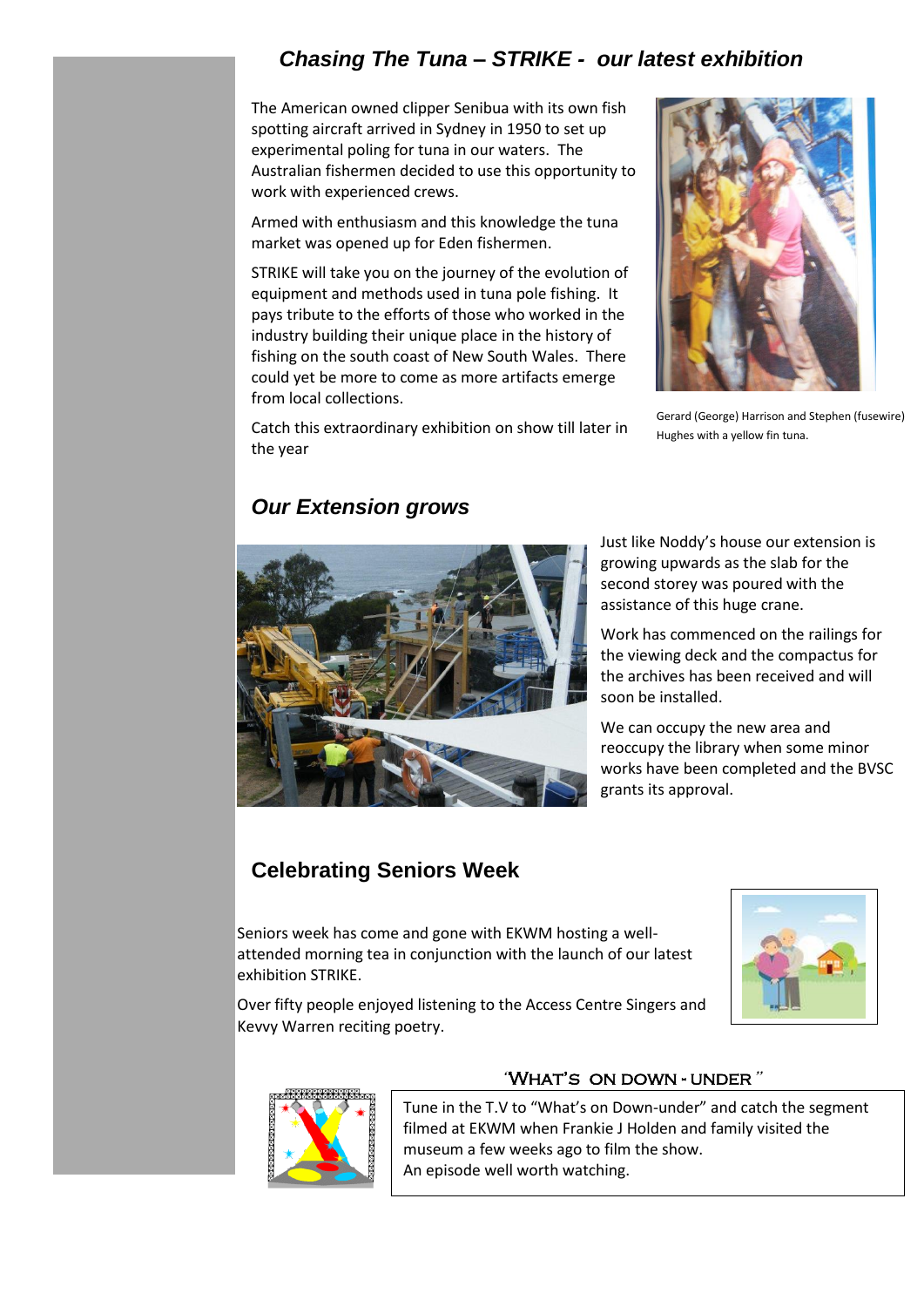## *Chasing The Tuna – STRIKE - our latest exhibition*

The American owned clipper Senibua with its own fish spotting aircraft arrived in Sydney in 1950 to set up experimental poling for tuna in our waters. The Australian fishermen decided to use this opportunity to work with experienced crews.

Armed with enthusiasm and this knowledge the tuna market was opened up for Eden fishermen.

STRIKE will take you on the journey of the evolution of equipment and methods used in tuna pole fishing. It pays tribute to the efforts of those who worked in the industry building their unique place in the history of fishing on the south coast of New South Wales. There could yet be more to come as more artifacts emerge from local collections.

Catch this extraordinary exhibition on show till later in the year

Gerard (George) Harrison and Stephen (fusewire) Hughes with a yellow fin tuna.

## *Our Extension grows*

Just like Noddy's house our extension is growing upwards as the slab for the second storey was poured with the assistance of this huge crane.

Work has commenced on the railings for the viewing deck and the compactus for the archives has been received and will soon be installed.

We can occupy the new area and reoccupy the library when some minor works have been completed and the BVSC grants its approval.

## Celebrating Seniors Week

Seniors week has come and gone with EKWM hosting a well-attended morning tea in conjunction with the launch of our latest exhibition STRIKE.

Over fifty people enjoyed listening to the Access Centre Singers and Kevvy Warren reciting poetry.

### 'What's on down - under"

Tune in the T.V to "What's on Down-under" and catch the segment filmed at EKWM when Frankie J Holden and family visited the museum a few weeks ago to film the show.
An episode well worth watching.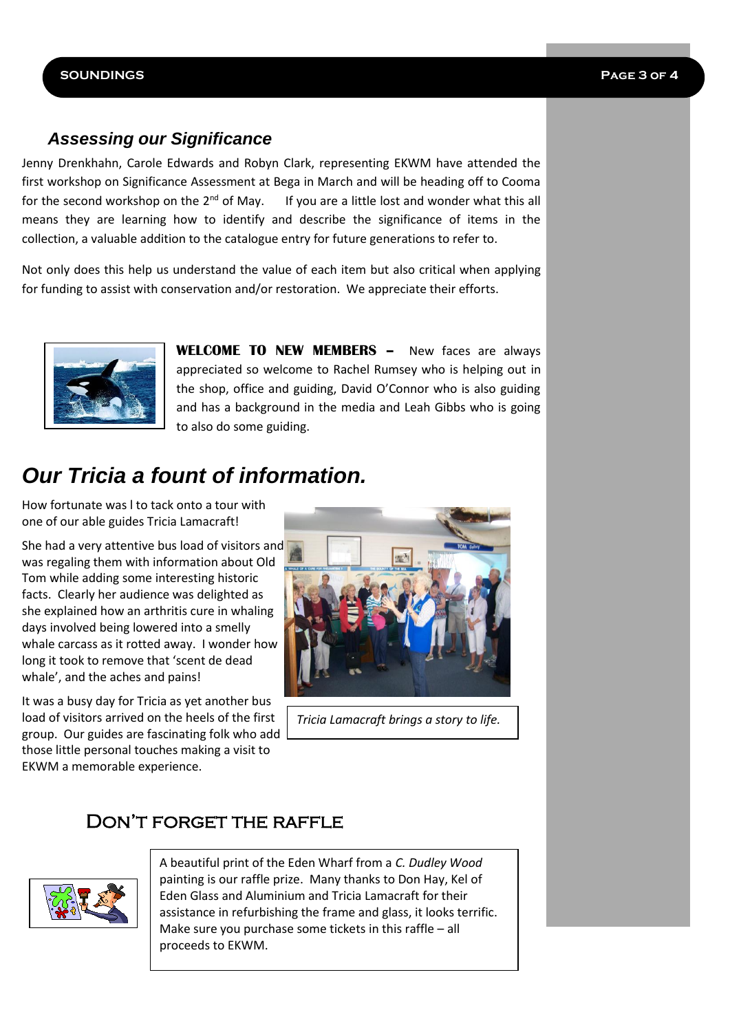## *Assessing our Significance*

Jenny Drenkhahn, Carole Edwards and Robyn Clark, representing EKWM have attended the first workshop on Significance Assessment at Bega in March and will be heading off to Cooma for the second workshop on the 2nd of May. If you are a little lost and wonder what this all means they are learning how to identify and describe the significance of items in the collection, a valuable addition to the catalogue entry for future generations to refer to.

Not only does this help us understand the value of each item but also critical when applying for funding to assist with conservation and/or restoration. We appreciate their efforts.

**WELCOME TO NEW MEMBERS –** New faces are always appreciated so welcome to Rachel Rumsey who is helping out in the shop, office and guiding, David O'Connor who is also guiding and has a background in the media and Leah Gibbs who is going to also do some guiding.

# *Our Tricia a fount of information.*

How fortunate was I to tack onto a tour with one of our able guides Tricia Lamacraft!

She had a very attentive bus load of visitors and was regaling them with information about Old Tom while adding some interesting historic facts. Clearly her audience was delighted as she explained how an arthritis cure in whaling days involved being lowered into a smelly whale carcass as it rotted away. I wonder how long it took to remove that 'scent de dead whale', and the aches and pains!

It was a busy day for Tricia as yet another bus load of visitors arrived on the heels of the first group. Our guides are fascinating folk who add those little personal touches making a visit to EKWM a memorable experience.

*Tricia Lamacraft brings a story to life.*

## Don't forget the raffle

A beautiful print of the Eden Wharf from a *C. Dudley Wood* painting is our raffle prize. Many thanks to Don Hay, Kel of Eden Glass and Aluminium and Tricia Lamacraft for their assistance in refurbishing the frame and glass, it looks terrific. Make sure you purchase some tickets in this raffle – all proceeds to EKWM.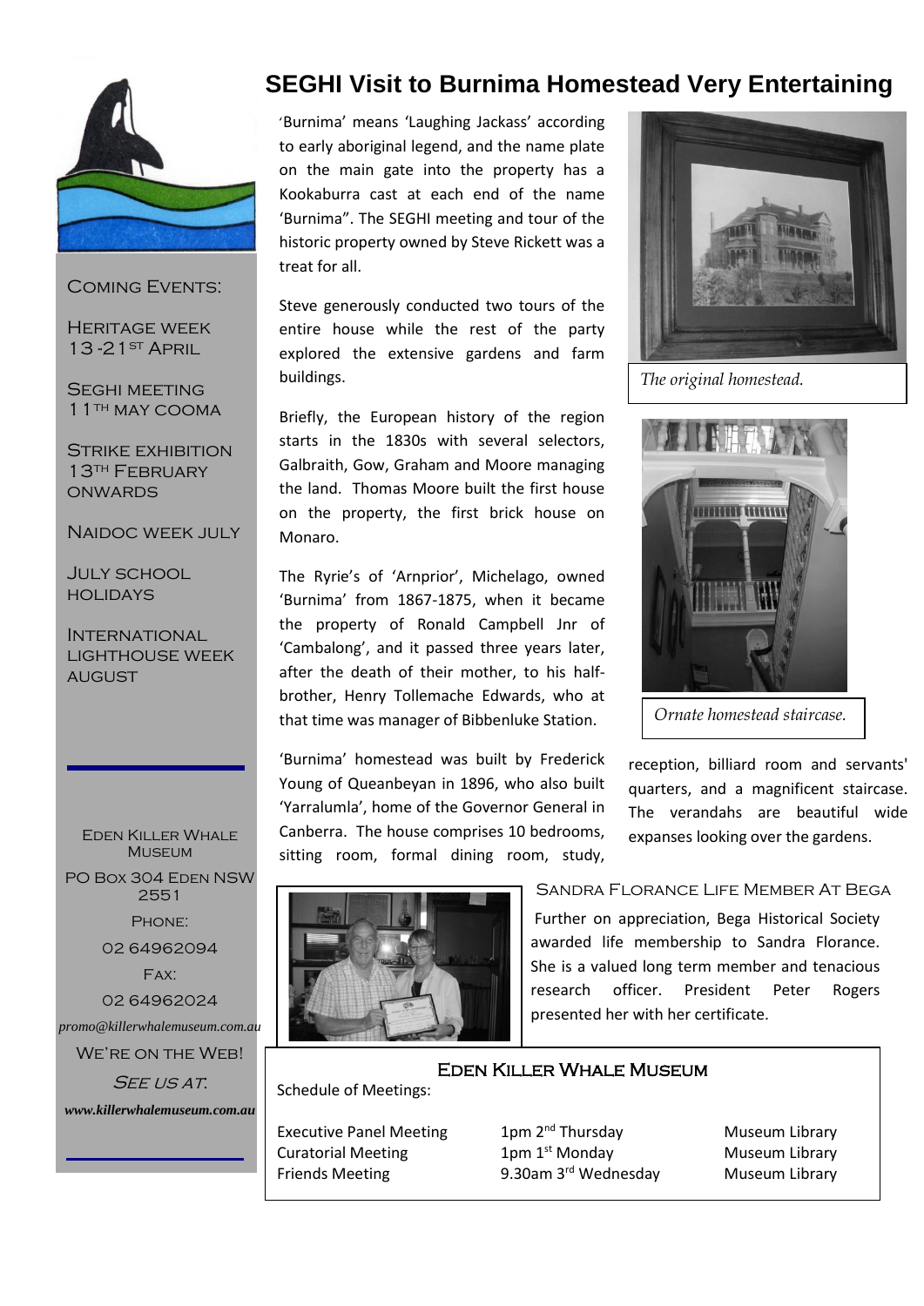# SEGHI Visit to Burnima Homestead Very Entertaining

'Burnima' means 'Laughing Jackass' according to early aboriginal legend, and the name plate on the main gate into the property has a Kookaburra cast at each end of the name 'Burnima". The SEGHI meeting and tour of the historic property owned by Steve Rickett was a treat for all.

Steve generously conducted two tours of the entire house while the rest of the party explored the extensive gardens and farm buildings.

Briefly, the European history of the region starts in the 1830s with several selectors, Galbraith, Gow, Graham and Moore managing the land. Thomas Moore built the first house on the property, the first brick house on Monaro.

The Ryrie's of 'Arnprior', Michelago, owned 'Burnima' from 1867-1875, when it became the property of Ronald Campbell Jnr of 'Cambalong', and it passed three years later, after the death of their mother, to his half-brother, Henry Tollemache Edwards, who at that time was manager of Bibbenluke Station.

'Burnima' homestead was built by Frederick Young of Queanbeyan in 1896, who also built 'Yarralumla', home of the Governor General in Canberra. The house comprises 10 bedrooms, sitting room, formal dining room, study, reception, billiard room and servants' quarters, and a magnificent staircase. The verandahs are beautiful wide expanses looking over the gardens.

*The original homestead.*

*Ornate homestead staircase.*

## Sandra Florance Life Member At Bega

Further on appreciation, Bega Historical Society awarded life membership to Sandra Florance. She is a valued long term member and tenacious research officer. President Peter Rogers presented her with her certificate.

## Coming Events:

Heritage Week 13-21st April

SEGHI Meeting 11th May Cooma

Strike Exhibition 13th February onwards

NAIDOC Week July

July School Holidays

International Lighthouse Week August

---

Eden Killer Whale Museum

PO Box 304 Eden NSW 2551

Phone: 02 64962094

Fax: 02 64962024

*promo@killerwhalemuseum.com.au*

We're on the Web!

*See us at:*

***www.killerwhalemuseum.com.au***

## Eden Killer Whale Museum

Schedule of Meetings:

| | | |
|---|---|---|
| Executive Panel Meeting | 1pm 2nd Thursday | Museum Library |
| Curatorial Meeting | 1pm 1st Monday | Museum Library |
| Friends Meeting | 9.30am 3rd Wednesday | Museum Library |